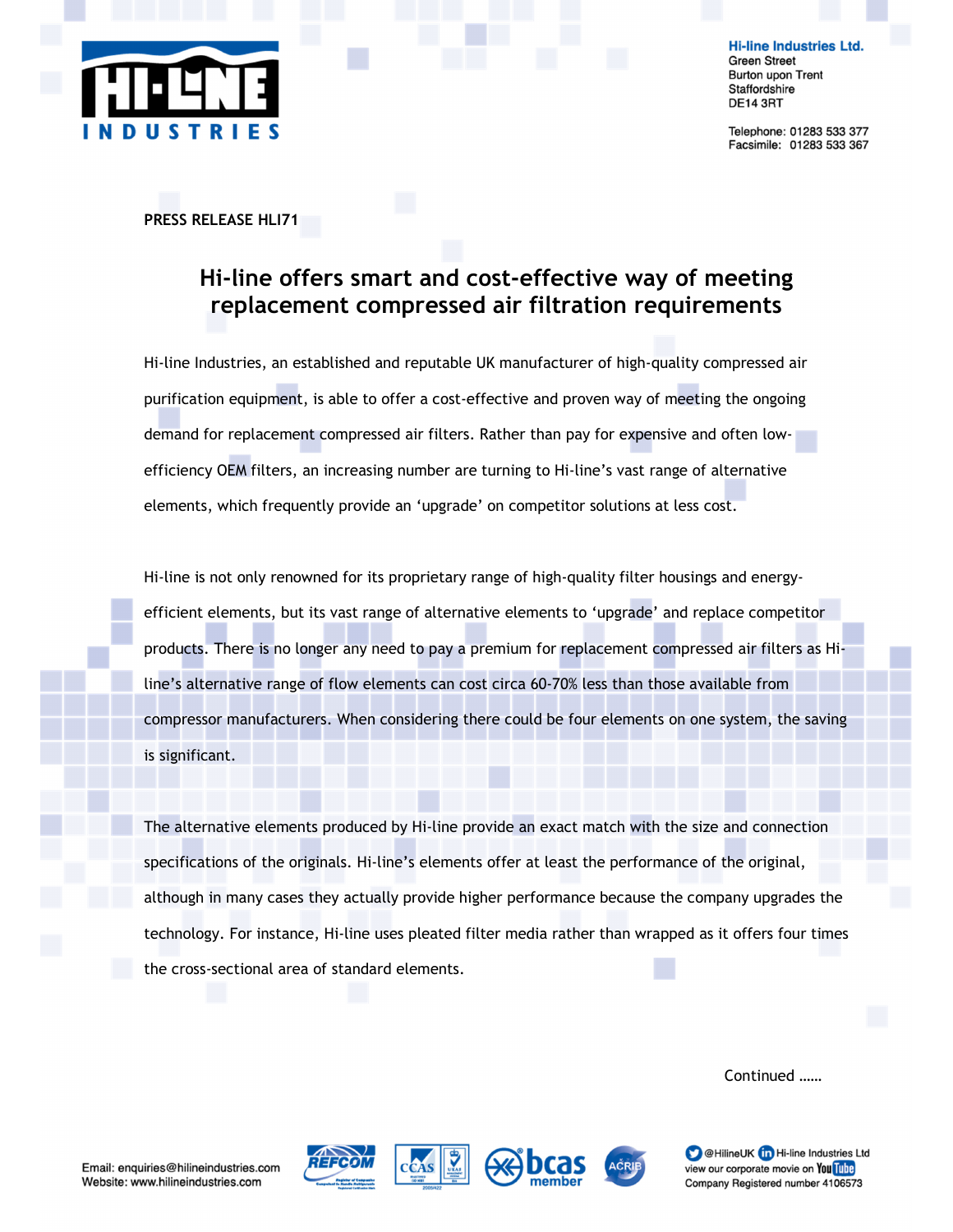**Hi-line Industries Ltd.**
Green Street
Burton upon Trent
Staffordshire
DE14 3RT

Telephone: 01283 533 377
Facsimile: 01283 533 367

PRESS RELEASE HLI71

# Hi-line offers smart and cost-effective way of meeting replacement compressed air filtration requirements

Hi-line Industries, an established and reputable UK manufacturer of high-quality compressed air purification equipment, is able to offer a cost-effective and proven way of meeting the ongoing demand for replacement compressed air filters. Rather than pay for expensive and often low-efficiency OEM filters, an increasing number are turning to Hi-line's vast range of alternative elements, which frequently provide an 'upgrade' on competitor solutions at less cost.

Hi-line is not only renowned for its proprietary range of high-quality filter housings and energy-efficient elements, but its vast range of alternative elements to 'upgrade' and replace competitor products. There is no longer any need to pay a premium for replacement compressed air filters as Hi-line's alternative range of flow elements can cost circa 60-70% less than those available from compressor manufacturers. When considering there could be four elements on one system, the saving is significant.

The alternative elements produced by Hi-line provide an exact match with the size and connection specifications of the originals. Hi-line's elements offer at least the performance of the original, although in many cases they actually provide higher performance because the company upgrades the technology. For instance, Hi-line uses pleated filter media rather than wrapped as it offers four times the cross-sectional area of standard elements.

Continued ......

Email: enquiries@hilineindustries.com
Website: www.hilineindustries.com

@HilineUK Hi-line Industries Ltd
view our corporate movie on YouTube
Company Registered number 4106573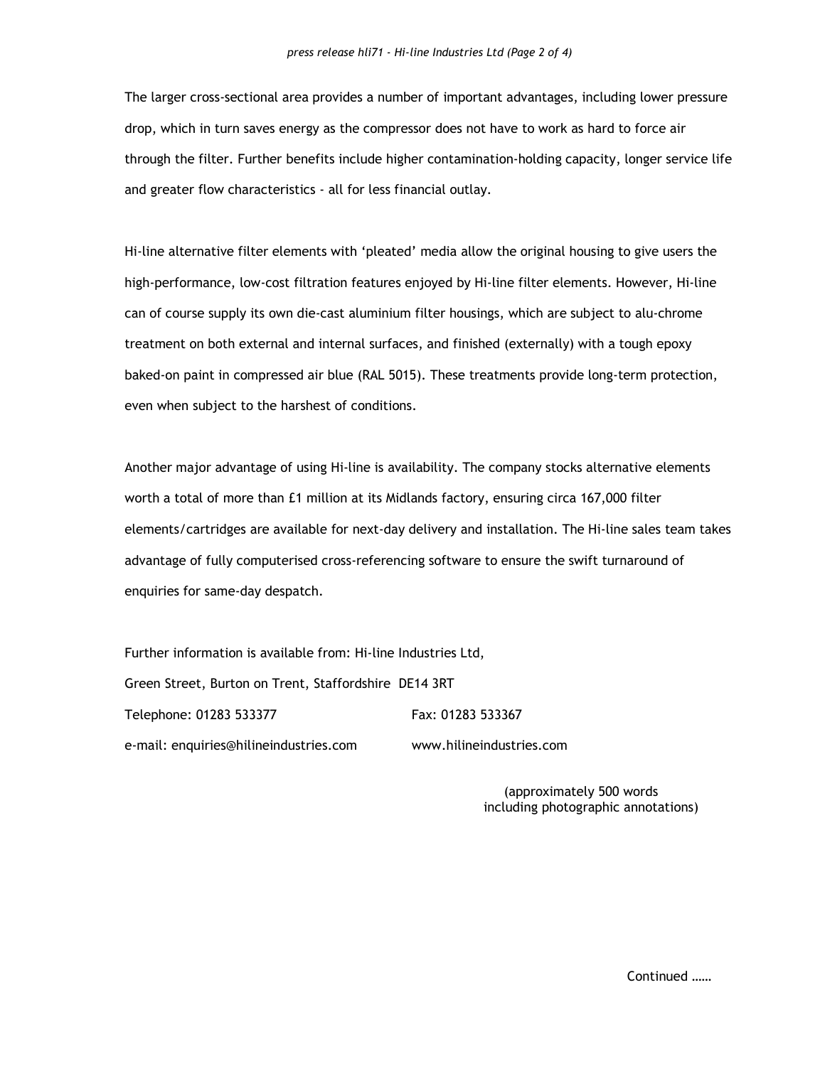The larger cross-sectional area provides a number of important advantages, including lower pressure drop, which in turn saves energy as the compressor does not have to work as hard to force air through the filter. Further benefits include higher contamination-holding capacity, longer service life and greater flow characteristics - all for less financial outlay.

Hi-line alternative filter elements with 'pleated' media allow the original housing to give users the high-performance, low-cost filtration features enjoyed by Hi-line filter elements. However, Hi-line can of course supply its own die-cast aluminium filter housings, which are subject to alu-chrome treatment on both external and internal surfaces, and finished (externally) with a tough epoxy baked-on paint in compressed air blue (RAL 5015). These treatments provide long-term protection, even when subject to the harshest of conditions.

Another major advantage of using Hi-line is availability. The company stocks alternative elements worth a total of more than £1 million at its Midlands factory, ensuring circa 167,000 filter elements/cartridges are available for next-day delivery and installation. The Hi-line sales team takes advantage of fully computerised cross-referencing software to ensure the swift turnaround of enquiries for same-day despatch.

Further information is available from: Hi-line Industries Ltd,

Green Street, Burton on Trent, Staffordshire DE14 3RT

Telephone: 01283 533377 Fax: 01283 533367

e-mail: enquiries@hilineindustries.com www.hilineindustries.com

(approximately 500 words including photographic annotations)

Continued ……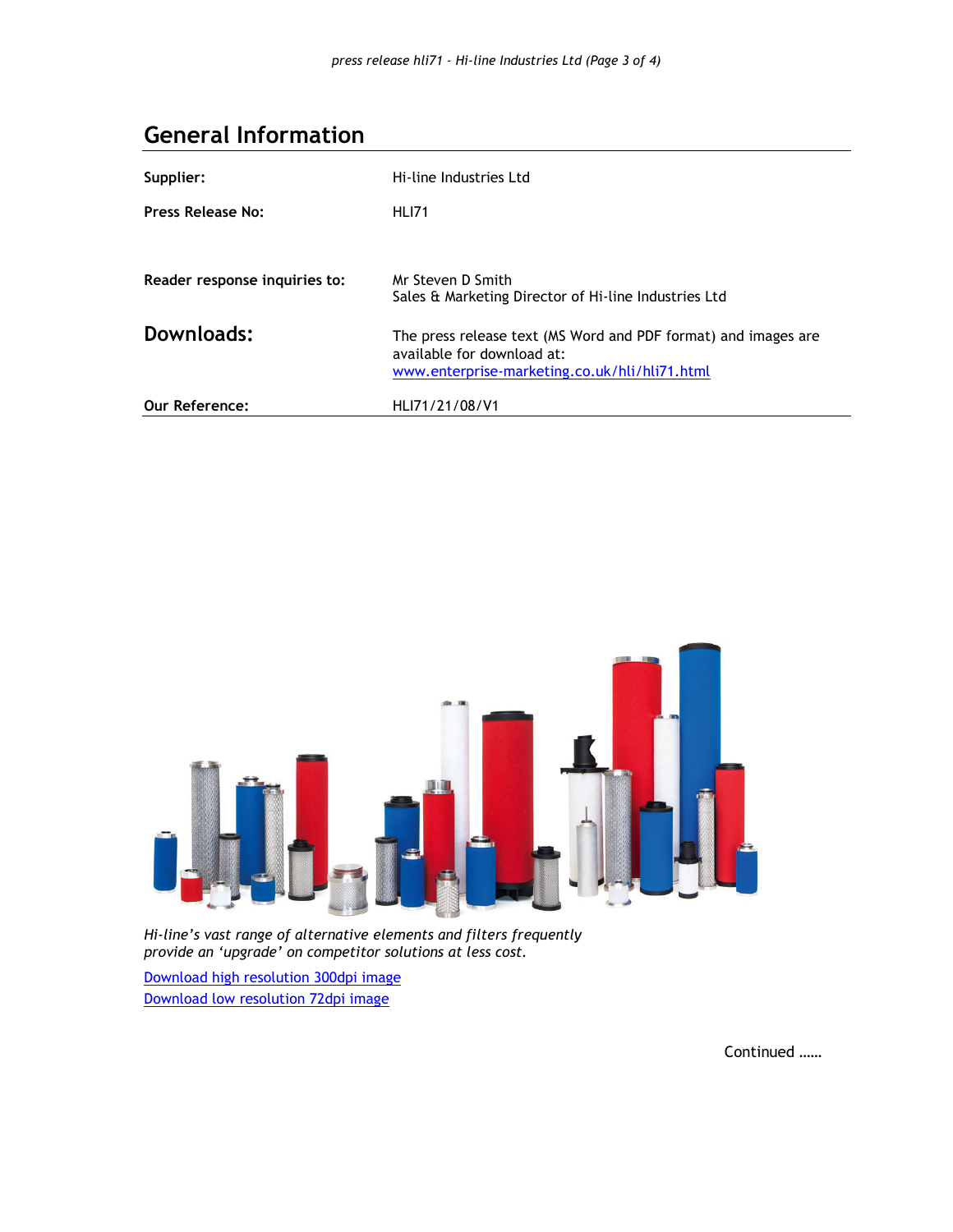## General Information

| | |
|---|---|
| **Supplier:** | Hi-line Industries Ltd |
| **Press Release No:** | HLI71 |
| **Reader response inquiries to:** | Mr Steven D Smith<br>Sales & Marketing Director of Hi-line Industries Ltd |
| **Downloads:** | The press release text (MS Word and PDF format) and images are available for download at: [www.enterprise-marketing.co.uk/hli/hli71.html](http://www.enterprise-marketing.co.uk/hli/hli71.html) |
| **Our Reference:** | HLI71/21/08/V1 |

*Hi-line's vast range of alternative elements and filters frequently provide an 'upgrade' on competitor solutions at less cost.*

Download high resolution 300dpi image

Download low resolution 72dpi image

Continued ……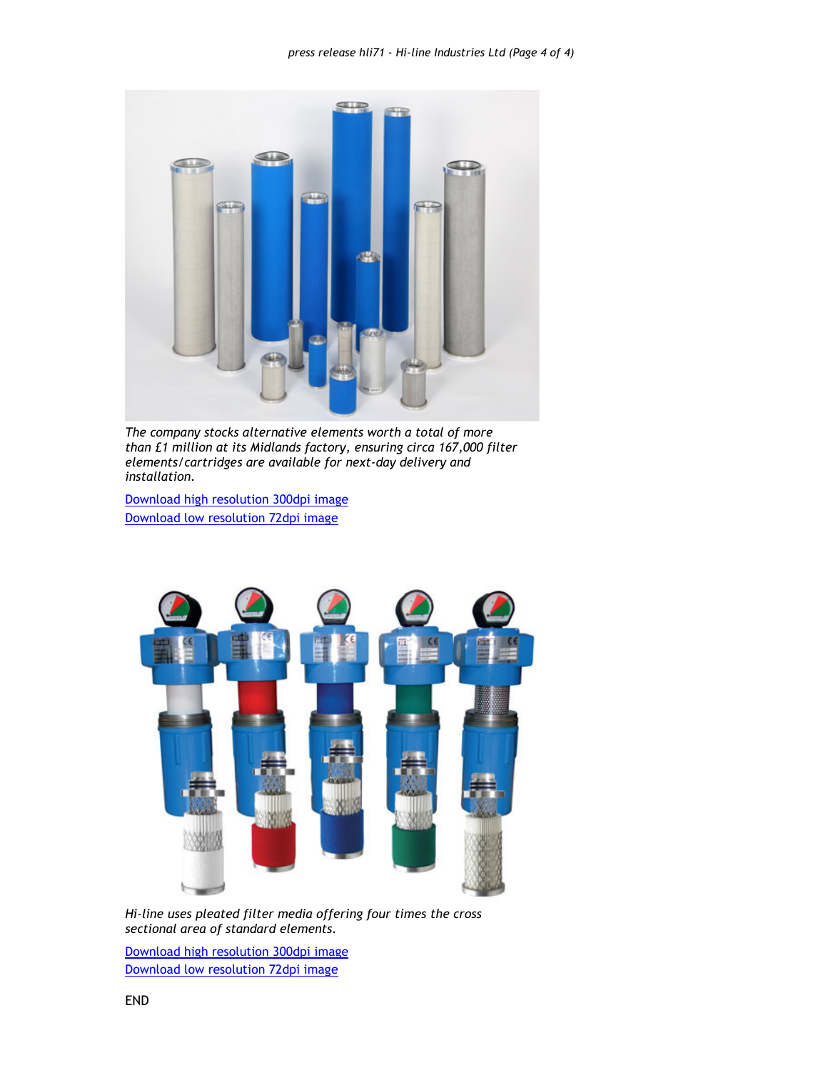*The company stocks alternative elements worth a total of more than £1 million at its Midlands factory, ensuring circa 167,000 filter elements/cartridges are available for next-day delivery and installation.*

Download high resolution 300dpi image
Download low resolution 72dpi image

*Hi-line uses pleated filter media offering four times the cross sectional area of standard elements.*

Download high resolution 300dpi image
Download low resolution 72dpi image

END